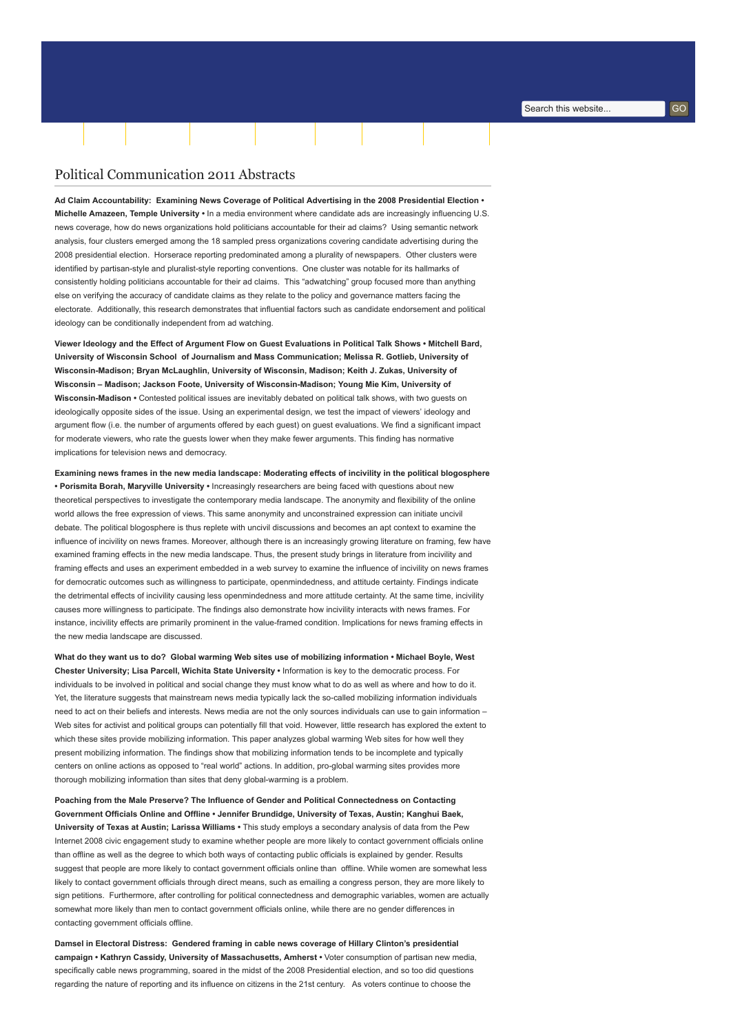# Political Communication 2011 Abstracts

**Ad Claim Accountability: Examining News Coverage of Political Advertising in the 2008 Presidential Election • Michelle Amazeen, Temple University •** In a media environment where candidate ads are increasingly influencing U.S. news coverage, how do news organizations hold politicians accountable for their ad claims? Using semantic network analysis, four clusters emerged among the 18 sampled press organizations covering candidate advertising during the 2008 presidential election. Horserace reporting predominated among a plurality of newspapers. Other clusters were identified by partisan-style and pluralist-style reporting conventions. One cluster was notable for its hallmarks of consistently holding politicians accountable for their ad claims. This "adwatching" group focused more than anything else on verifying the accuracy of candidate claims as they relate to the policy and governance matters facing the electorate. Additionally, this research demonstrates that influential factors such as candidate endorsement and political ideology can be conditionally independent from ad watching.

**Viewer Ideology and the Effect of Argument Flow on Guest Evaluations in Political Talk Shows • Mitchell Bard, University of Wisconsin School of Journalism and Mass Communication; Melissa R. Gotlieb, University of Wisconsin-Madison; Bryan McLaughlin, University of Wisconsin, Madison; Keith J. Zukas, University of Wisconsin – Madison; Jackson Foote, University of Wisconsin-Madison; Young Mie Kim, University of Wisconsin-Madison •** Contested political issues are inevitably debated on political talk shows, with two guests on ideologically opposite sides of the issue. Using an experimental design, we test the impact of viewers' ideology and argument flow (i.e. the number of arguments offered by each guest) on guest evaluations. We find a significant impact for moderate viewers, who rate the guests lower when they make fewer arguments. This finding has normative implications for television news and democracy.

**Examining news frames in the new media landscape: Moderating effects of incivility in the political blogosphere • Porismita Borah, Maryville University •** Increasingly researchers are being faced with questions about new theoretical perspectives to investigate the contemporary media landscape. The anonymity and flexibility of the online world allows the free expression of views. This same anonymity and unconstrained expression can initiate uncivil debate. The political blogosphere is thus replete with uncivil discussions and becomes an apt context to examine the influence of incivility on news frames. Moreover, although there is an increasingly growing literature on framing, few have examined framing effects in the new media landscape. Thus, the present study brings in literature from incivility and framing effects and uses an experiment embedded in a web survey to examine the influence of incivility on news frames for democratic outcomes such as willingness to participate, openmindedness, and attitude certainty. Findings indicate the detrimental effects of incivility causing less openmindedness and more attitude certainty. At the same time, incivility causes more willingness to participate. The findings also demonstrate how incivility interacts with news frames. For instance, incivility effects are primarily prominent in the value-framed condition. Implications for news framing effects in the new media landscape are discussed.

**What do they want us to do? Global warming Web sites use of mobilizing information • Michael Boyle, West Chester University; Lisa Parcell, Wichita State University •** Information is key to the democratic process. For individuals to be involved in political and social change they must know what to do as well as where and how to do it. Yet, the literature suggests that mainstream news media typically lack the so-called mobilizing information individuals need to act on their beliefs and interests. News media are not the only sources individuals can use to gain information – Web sites for activist and political groups can potentially fill that void. However, little research has explored the extent to which these sites provide mobilizing information. This paper analyzes global warming Web sites for how well they present mobilizing information. The findings show that mobilizing information tends to be incomplete and typically centers on online actions as opposed to "real world" actions. In addition, pro-global warming sites provides more thorough mobilizing information than sites that deny global-warming is a problem.

**Poaching from the Male Preserve? The Influence of Gender and Political Connectedness on Contacting Government Officials Online and Offline • Jennifer Brundidge, University of Texas, Austin; Kanghui Baek, University of Texas at Austin; Larissa Williams •** This study employs a secondary analysis of data from the Pew Internet 2008 civic engagement study to examine whether people are more likely to contact government officials online than offline as well as the degree to which both ways of contacting public officials is explained by gender. Results suggest that people are more likely to contact government officials online than offline. While women are somewhat less likely to contact government officials through direct means, such as emailing a congress person, they are more likely to sign petitions. Furthermore, after controlling for political connectedness and demographic variables, women are actually somewhat more likely than men to contact government officials online, while there are no gender differences in contacting government officials offline.

**Damsel in Electoral Distress: Gendered framing in cable news coverage of Hillary Clinton's presidential campaign • Kathryn Cassidy, University of Massachusetts, Amherst •** Voter consumption of partisan new media, specifically cable news programming, soared in the midst of the 2008 Presidential election, and so too did questions regarding the nature of reporting and its influence on citizens in the 21st century. As voters continue to choose the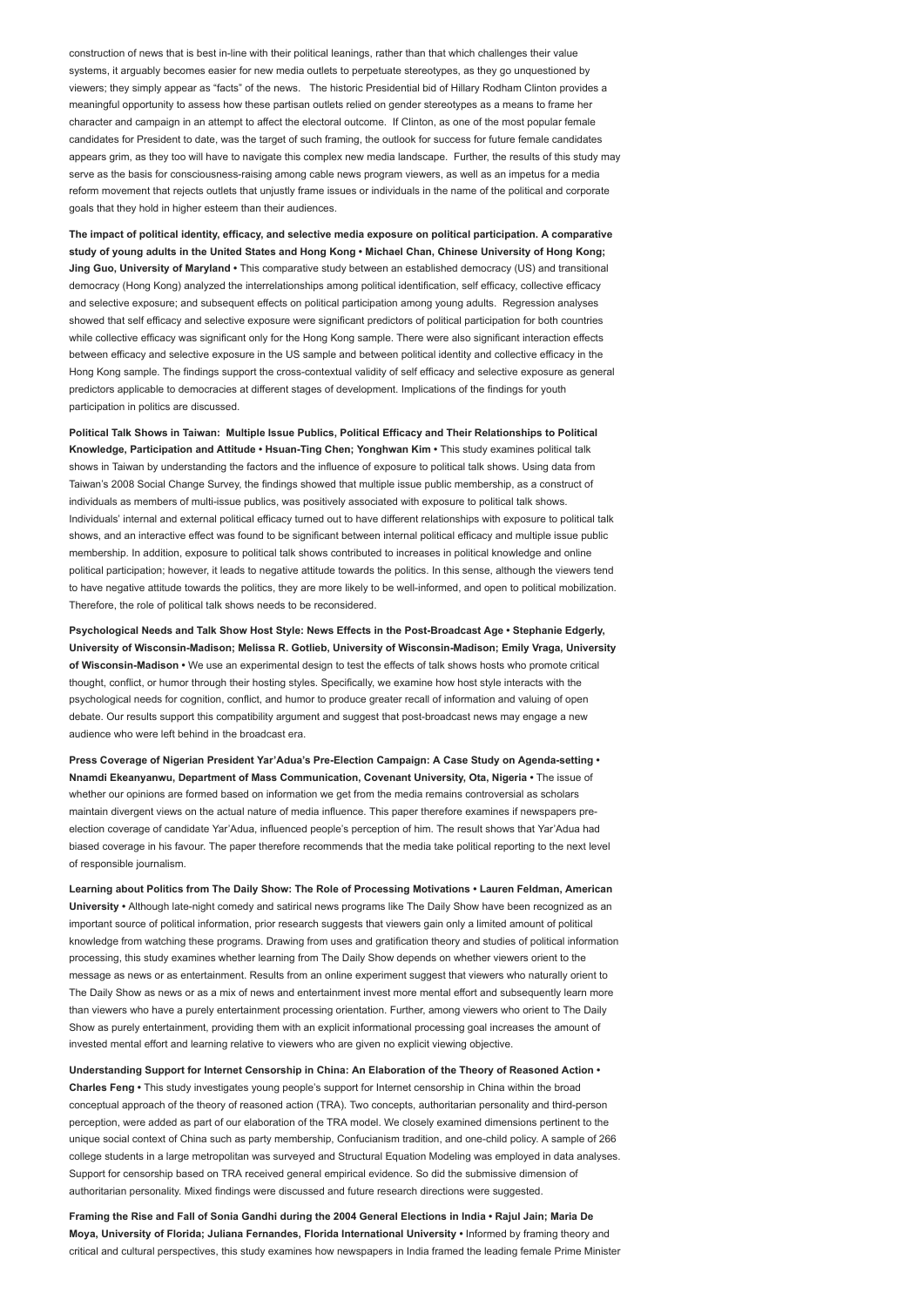construction of news that is best in-line with their political leanings, rather than that which challenges their value systems, it arguably becomes easier for new media outlets to perpetuate stereotypes, as they go unquestioned by viewers; they simply appear as "facts" of the news. The historic Presidential bid of Hillary Rodham Clinton provides a meaningful opportunity to assess how these partisan outlets relied on gender stereotypes as a means to frame her character and campaign in an attempt to affect the electoral outcome. If Clinton, as one of the most popular female candidates for President to date, was the target of such framing, the outlook for success for future female candidates appears grim, as they too will have to navigate this complex new media landscape. Further, the results of this study may serve as the basis for consciousness-raising among cable news program viewers, as well as an impetus for a media reform movement that rejects outlets that unjustly frame issues or individuals in the name of the political and corporate goals that they hold in higher esteem than their audiences.

**The impact of political identity, efficacy, and selective media exposure on political participation. A comparative study of young adults in the United States and Hong Kong • Michael Chan, Chinese University of Hong Kong; Jing Guo, University of Maryland •** This comparative study between an established democracy (US) and transitional democracy (Hong Kong) analyzed the interrelationships among political identification, self efficacy, collective efficacy and selective exposure; and subsequent effects on political participation among young adults. Regression analyses showed that self efficacy and selective exposure were significant predictors of political participation for both countries while collective efficacy was significant only for the Hong Kong sample. There were also significant interaction effects between efficacy and selective exposure in the US sample and between political identity and collective efficacy in the Hong Kong sample. The findings support the cross-contextual validity of self efficacy and selective exposure as general predictors applicable to democracies at different stages of development. Implications of the findings for youth participation in politics are discussed.

**Political Talk Shows in Taiwan: Multiple Issue Publics, Political Efficacy and Their Relationships to Political Knowledge, Participation and Attitude • Hsuan-Ting Chen; Yonghwan Kim •** This study examines political talk shows in Taiwan by understanding the factors and the influence of exposure to political talk shows. Using data from Taiwan's 2008 Social Change Survey, the findings showed that multiple issue public membership, as a construct of individuals as members of multi-issue publics, was positively associated with exposure to political talk shows. Individuals' internal and external political efficacy turned out to have different relationships with exposure to political talk shows, and an interactive effect was found to be significant between internal political efficacy and multiple issue public membership. In addition, exposure to political talk shows contributed to increases in political knowledge and online political participation; however, it leads to negative attitude towards the politics. In this sense, although the viewers tend to have negative attitude towards the politics, they are more likely to be well-informed, and open to political mobilization. Therefore, the role of political talk shows needs to be reconsidered.

**Psychological Needs and Talk Show Host Style: News Effects in the Post-Broadcast Age • Stephanie Edgerly, University of Wisconsin-Madison; Melissa R. Gotlieb, University of Wisconsin-Madison; Emily Vraga, University of Wisconsin-Madison •** We use an experimental design to test the effects of talk shows hosts who promote critical thought, conflict, or humor through their hosting styles. Specifically, we examine how host style interacts with the psychological needs for cognition, conflict, and humor to produce greater recall of information and valuing of open debate. Our results support this compatibility argument and suggest that post-broadcast news may engage a new audience who were left behind in the broadcast era.

**Press Coverage of Nigerian President Yar'Adua's Pre-Election Campaign: A Case Study on Agenda-setting • Nnamdi Ekeanyanwu, Department of Mass Communication, Covenant University, Ota, Nigeria •** The issue of whether our opinions are formed based on information we get from the media remains controversial as scholars maintain divergent views on the actual nature of media influence. This paper therefore examines if newspapers pre-election coverage of candidate Yar'Adua, influenced people's perception of him. The result shows that Yar'Adua had biased coverage in his favour. The paper therefore recommends that the media take political reporting to the next level of responsible journalism.

**Learning about Politics from The Daily Show: The Role of Processing Motivations • Lauren Feldman, American University •** Although late-night comedy and satirical news programs like The Daily Show have been recognized as an important source of political information, prior research suggests that viewers gain only a limited amount of political knowledge from watching these programs. Drawing from uses and gratification theory and studies of political information processing, this study examines whether learning from The Daily Show depends on whether viewers orient to the message as news or as entertainment. Results from an online experiment suggest that viewers who naturally orient to The Daily Show as news or as a mix of news and entertainment invest more mental effort and subsequently learn more than viewers who have a purely entertainment processing orientation. Further, among viewers who orient to The Daily Show as purely entertainment, providing them with an explicit informational processing goal increases the amount of invested mental effort and learning relative to viewers who are given no explicit viewing objective.

**Understanding Support for Internet Censorship in China: An Elaboration of the Theory of Reasoned Action • Charles Feng •** This study investigates young people's support for Internet censorship in China within the broad conceptual approach of the theory of reasoned action (TRA). Two concepts, authoritarian personality and third-person perception, were added as part of our elaboration of the TRA model. We closely examined dimensions pertinent to the unique social context of China such as party membership, Confucianism tradition, and one-child policy. A sample of 266 college students in a large metropolitan was surveyed and Structural Equation Modeling was employed in data analyses. Support for censorship based on TRA received general empirical evidence. So did the submissive dimension of authoritarian personality. Mixed findings were discussed and future research directions were suggested.

**Framing the Rise and Fall of Sonia Gandhi during the 2004 General Elections in India • Rajul Jain; Maria De Moya, University of Florida; Juliana Fernandes, Florida International University •** Informed by framing theory and critical and cultural perspectives, this study examines how newspapers in India framed the leading female Prime Minister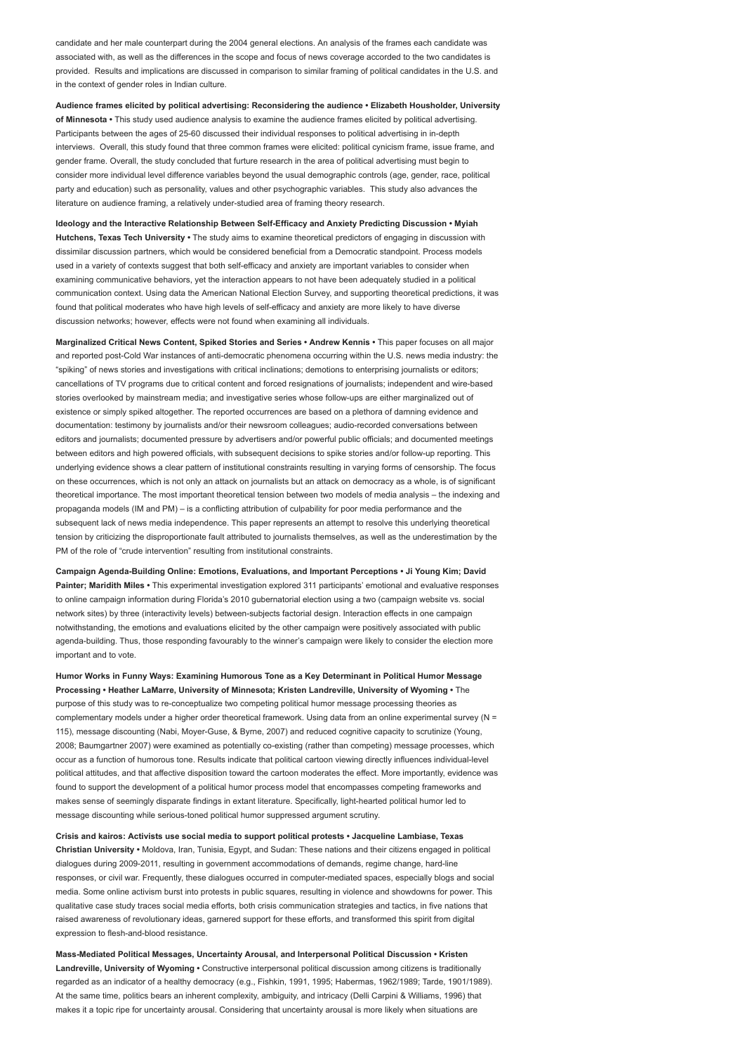candidate and her male counterpart during the 2004 general elections. An analysis of the frames each candidate was associated with, as well as the differences in the scope and focus of news coverage accorded to the two candidates is provided. Results and implications are discussed in comparison to similar framing of political candidates in the U.S. and in the context of gender roles in Indian culture.

**Audience frames elicited by political advertising: Reconsidering the audience • Elizabeth Housholder, University of Minnesota •** This study used audience analysis to examine the audience frames elicited by political advertising. Participants between the ages of 25-60 discussed their individual responses to political advertising in in-depth interviews. Overall, this study found that three common frames were elicited: political cynicism frame, issue frame, and gender frame. Overall, the study concluded that furture research in the area of political advertising must begin to consider more individual level difference variables beyond the usual demographic controls (age, gender, race, political party and education) such as personality, values and other psychographic variables. This study also advances the literature on audience framing, a relatively under-studied area of framing theory research.

**Ideology and the Interactive Relationship Between Self-Efficacy and Anxiety Predicting Discussion • Myiah Hutchens, Texas Tech University •** The study aims to examine theoretical predictors of engaging in discussion with dissimilar discussion partners, which would be considered beneficial from a Democratic standpoint. Process models used in a variety of contexts suggest that both self-efficacy and anxiety are important variables to consider when examining communicative behaviors, yet the interaction appears to not have been adequately studied in a political communication context. Using data the American National Election Survey, and supporting theoretical predictions, it was found that political moderates who have high levels of self-efficacy and anxiety are more likely to have diverse discussion networks; however, effects were not found when examining all individuals.

**Marginalized Critical News Content, Spiked Stories and Series • Andrew Kennis •** This paper focuses on all major and reported post-Cold War instances of anti-democratic phenomena occurring within the U.S. news media industry: the "spiking" of news stories and investigations with critical inclinations; demotions to enterprising journalists or editors; cancellations of TV programs due to critical content and forced resignations of journalists; independent and wire-based stories overlooked by mainstream media; and investigative series whose follow-ups are either marginalized out of existence or simply spiked altogether. The reported occurrences are based on a plethora of damning evidence and documentation: testimony by journalists and/or their newsroom colleagues; audio-recorded conversations between editors and journalists; documented pressure by advertisers and/or powerful public officials; and documented meetings between editors and high powered officials, with subsequent decisions to spike stories and/or follow-up reporting. This underlying evidence shows a clear pattern of institutional constraints resulting in varying forms of censorship. The focus on these occurrences, which is not only an attack on journalists but an attack on democracy as a whole, is of significant theoretical importance. The most important theoretical tension between two models of media analysis – the indexing and propaganda models (IM and PM) – is a conflicting attribution of culpability for poor media performance and the subsequent lack of news media independence. This paper represents an attempt to resolve this underlying theoretical tension by criticizing the disproportionate fault attributed to journalists themselves, as well as the underestimation by the PM of the role of "crude intervention" resulting from institutional constraints.

**Campaign Agenda-Building Online: Emotions, Evaluations, and Important Perceptions • Ji Young Kim; David Painter; Maridith Miles •** This experimental investigation explored 311 participants' emotional and evaluative responses to online campaign information during Florida's 2010 gubernatorial election using a two (campaign website vs. social network sites) by three (interactivity levels) between-subjects factorial design. Interaction effects in one campaign notwithstanding, the emotions and evaluations elicited by the other campaign were positively associated with public agenda-building. Thus, those responding favourably to the winner's campaign were likely to consider the election more important and to vote.

**Humor Works in Funny Ways: Examining Humorous Tone as a Key Determinant in Political Humor Message Processing • Heather LaMarre, University of Minnesota; Kristen Landreville, University of Wyoming •** The purpose of this study was to re-conceptualize two competing political humor message processing theories as complementary models under a higher order theoretical framework. Using data from an online experimental survey (N = 115), message discounting (Nabi, Moyer-Guse, & Byrne, 2007) and reduced cognitive capacity to scrutinize (Young, 2008; Baumgartner 2007) were examined as potentially co-existing (rather than competing) message processes, which occur as a function of humorous tone. Results indicate that political cartoon viewing directly influences individual-level political attitudes, and that affective disposition toward the cartoon moderates the effect. More importantly, evidence was found to support the development of a political humor process model that encompasses competing frameworks and makes sense of seemingly disparate findings in extant literature. Specifically, light-hearted political humor led to message discounting while serious-toned political humor suppressed argument scrutiny.

**Crisis and kairos: Activists use social media to support political protests • Jacqueline Lambiase, Texas Christian University •** Moldova, Iran, Tunisia, Egypt, and Sudan: These nations and their citizens engaged in political dialogues during 2009-2011, resulting in government accommodations of demands, regime change, hard-line responses, or civil war. Frequently, these dialogues occurred in computer-mediated spaces, especially blogs and social media. Some online activism burst into protests in public squares, resulting in violence and showdowns for power. This qualitative case study traces social media efforts, both crisis communication strategies and tactics, in five nations that raised awareness of revolutionary ideas, garnered support for these efforts, and transformed this spirit from digital expression to flesh-and-blood resistance.

**Mass-Mediated Political Messages, Uncertainty Arousal, and Interpersonal Political Discussion • Kristen Landreville, University of Wyoming •** Constructive interpersonal political discussion among citizens is traditionally regarded as an indicator of a healthy democracy (e.g., Fishkin, 1991, 1995; Habermas, 1962/1989; Tarde, 1901/1989). At the same time, politics bears an inherent complexity, ambiguity, and intricacy (Delli Carpini & Williams, 1996) that makes it a topic ripe for uncertainty arousal. Considering that uncertainty arousal is more likely when situations are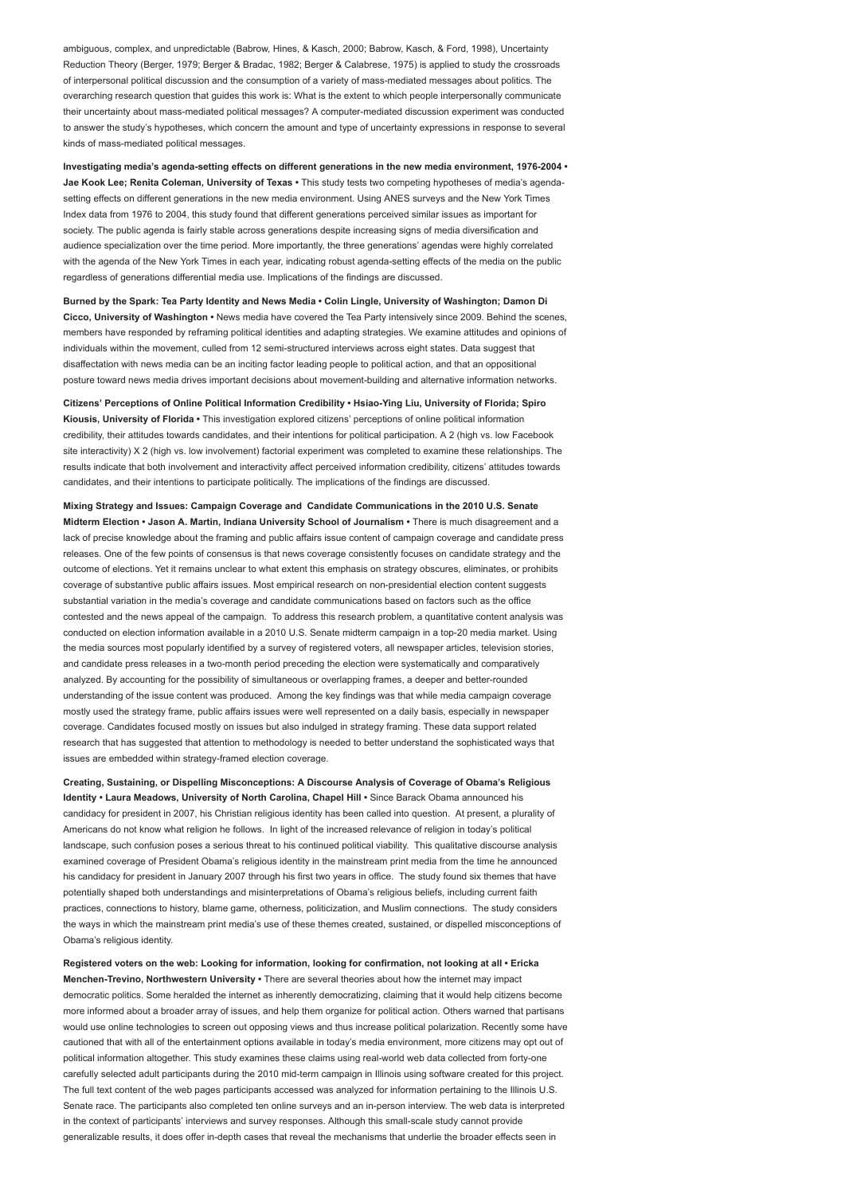ambiguous, complex, and unpredictable (Babrow, Hines, & Kasch, 2000; Babrow, Kasch, & Ford, 1998), Uncertainty Reduction Theory (Berger, 1979; Berger & Bradac, 1982; Berger & Calabrese, 1975) is applied to study the crossroads of interpersonal political discussion and the consumption of a variety of mass-mediated messages about politics. The overarching research question that guides this work is: What is the extent to which people interpersonally communicate their uncertainty about mass-mediated political messages? A computer-mediated discussion experiment was conducted to answer the study's hypotheses, which concern the amount and type of uncertainty expressions in response to several kinds of mass-mediated political messages.

**Investigating media's agenda-setting effects on different generations in the new media environment, 1976-2004 • Jae Kook Lee; Renita Coleman, University of Texas •** This study tests two competing hypotheses of media's agenda-setting effects on different generations in the new media environment. Using ANES surveys and the New York Times Index data from 1976 to 2004, this study found that different generations perceived similar issues as important for society. The public agenda is fairly stable across generations despite increasing signs of media diversification and audience specialization over the time period. More importantly, the three generations' agendas were highly correlated with the agenda of the New York Times in each year, indicating robust agenda-setting effects of the media on the public regardless of generations differential media use. Implications of the findings are discussed.

**Burned by the Spark: Tea Party Identity and News Media • Colin Lingle, University of Washington; Damon Di Cicco, University of Washington •** News media have covered the Tea Party intensively since 2009. Behind the scenes, members have responded by reframing political identities and adapting strategies. We examine attitudes and opinions of individuals within the movement, culled from 12 semi-structured interviews across eight states. Data suggest that disaffectation with news media can be an inciting factor leading people to political action, and that an oppositional posture toward news media drives important decisions about movement-building and alternative information networks.

**Citizens' Perceptions of Online Political Information Credibility • Hsiao-Ying Liu, University of Florida; Spiro Kiousis, University of Florida •** This investigation explored citizens' perceptions of online political information credibility, their attitudes towards candidates, and their intentions for political participation. A 2 (high vs. low Facebook site interactivity) X 2 (high vs. low involvement) factorial experiment was completed to examine these relationships. The results indicate that both involvement and interactivity affect perceived information credibility, citizens' attitudes towards candidates, and their intentions to participate politically. The implications of the findings are discussed.

**Mixing Strategy and Issues: Campaign Coverage and Candidate Communications in the 2010 U.S. Senate Midterm Election • Jason A. Martin, Indiana University School of Journalism •** There is much disagreement and a lack of precise knowledge about the framing and public affairs issue content of campaign coverage and candidate press releases. One of the few points of consensus is that news coverage consistently focuses on candidate strategy and the outcome of elections. Yet it remains unclear to what extent this emphasis on strategy obscures, eliminates, or prohibits coverage of substantive public affairs issues. Most empirical research on non-presidential election content suggests substantial variation in the media's coverage and candidate communications based on factors such as the office contested and the news appeal of the campaign. To address this research problem, a quantitative content analysis was conducted on election information available in a 2010 U.S. Senate midterm campaign in a top-20 media market. Using the media sources most popularly identified by a survey of registered voters, all newspaper articles, television stories, and candidate press releases in a two-month period preceding the election were systematically and comparatively analyzed. By accounting for the possibility of simultaneous or overlapping frames, a deeper and better-rounded understanding of the issue content was produced. Among the key findings was that while media campaign coverage mostly used the strategy frame, public affairs issues were well represented on a daily basis, especially in newspaper coverage. Candidates focused mostly on issues but also indulged in strategy framing. These data support related research that has suggested that attention to methodology is needed to better understand the sophisticated ways that issues are embedded within strategy-framed election coverage.

**Creating, Sustaining, or Dispelling Misconceptions: A Discourse Analysis of Coverage of Obama's Religious Identity • Laura Meadows, University of North Carolina, Chapel Hill •** Since Barack Obama announced his candidacy for president in 2007, his Christian religious identity has been called into question. At present, a plurality of Americans do not know what religion he follows. In light of the increased relevance of religion in today's political landscape, such confusion poses a serious threat to his continued political viability. This qualitative discourse analysis examined coverage of President Obama's religious identity in the mainstream print media from the time he announced his candidacy for president in January 2007 through his first two years in office. The study found six themes that have potentially shaped both understandings and misinterpretations of Obama's religious beliefs, including current faith practices, connections to history, blame game, otherness, politicization, and Muslim connections. The study considers the ways in which the mainstream print media's use of these themes created, sustained, or dispelled misconceptions of Obama's religious identity.

**Registered voters on the web: Looking for information, looking for confirmation, not looking at all • Ericka Menchen-Trevino, Northwestern University •** There are several theories about how the internet may impact democratic politics. Some heralded the internet as inherently democratizing, claiming that it would help citizens become more informed about a broader array of issues, and help them organize for political action. Others warned that partisans would use online technologies to screen out opposing views and thus increase political polarization. Recently some have cautioned that with all of the entertainment options available in today's media environment, more citizens may opt out of political information altogether. This study examines these claims using real-world web data collected from forty-one carefully selected adult participants during the 2010 mid-term campaign in Illinois using software created for this project. The full text content of the web pages participants accessed was analyzed for information pertaining to the Illinois U.S. Senate race. The participants also completed ten online surveys and an in-person interview. The web data is interpreted in the context of participants' interviews and survey responses. Although this small-scale study cannot provide generalizable results, it does offer in-depth cases that reveal the mechanisms that underlie the broader effects seen in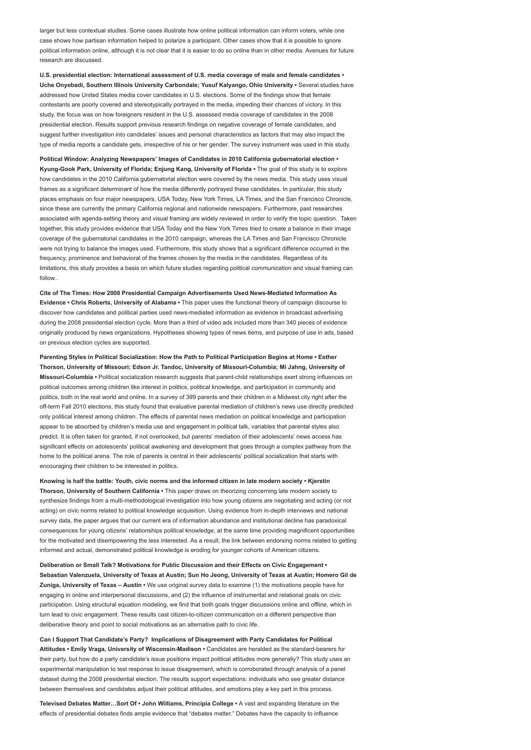larger but less contextual studies. Some cases illustrate how online political information can inform voters, while one case shows how partisan information helped to polarize a participant. Other cases show that it is possible to ignore political information online, although it is not clear that it is easier to do so online than in other media. Avenues for future research are discussed.

**U.S. presidential election: International assessment of U.S. media coverage of male and female candidates • Uche Onyebadi, Southern Illinois University Carbondale; Yusuf Kalyango, Ohio University •** Several studies have addressed how United States media cover candidates in U.S. elections. Some of the findings show that female contestants are poorly covered and stereotypically portrayed in the media, impeding their chances of victory. In this study, the focus was on how foreigners resident in the U.S. assessed media coverage of candidates in the 2008 presidential election. Results support previous research findings on negative coverage of female candidates, and suggest further investigation into candidates' issues and personal characteristics as factors that may also impact the type of media reports a candidate gets, irrespective of his or her gender. The survey instrument was used in this study.

**Political Window: Analyzing Newspapers' Images of Candidates in 2010 California gubernatorial election • Kyung-Gook Park, University of Florida; Enjung Kang, University of Florida •** The goal of this study is to explore how candidates in the 2010 California gubernatorial election were covered by the news media. This study uses visual frames as a significant determinant of how the media differently portrayed these candidates. In particular, this study places emphasis on four major newspapers, USA Today, New York Times, LA Times, and the San Francisco Chronicle, since these are currently the primary California regional and nationwide newspapers. Furthermore, past researches associated with agenda-setting theory and visual framing are widely reviewed in order to verify the topic question. Taken together, this study provides evidence that USA Today and the New York Times tried to create a balance in their image coverage of the gubernatorial candidates in the 2010 campaign, whereas the LA Times and San Francisco Chronicle were not trying to balance the images used. Furthermore, this study shows that a significant difference occurred in the frequency, prominence and behavioral of the frames chosen by the media in the candidates. Regardless of its limitations, this study provides a basis on which future studies regarding political communication and visual framing can follow..

**Cite of The Times: How 2008 Presidential Campaign Advertisements Used News-Mediated Information As Evidence • Chris Roberts, University of Alabama •** This paper uses the functional theory of campaign discourse to discover how candidates and political parties used news-mediated information as evidence in broadcast advertising during the 2008 presidential election cycle. More than a third of video ads included more than 340 pieces of evidence originally produced by news organizations. Hypotheses showing types of news items, and purpose of use in ads, based on previous election cycles are supported.

**Parenting Styles in Political Socialization: How the Path to Political Participation Begins at Home • Esther Thorson, University of Missouri; Edson Jr. Tandoc, University of Missouri-Columbia; Mi Jahng, University of Missouri-Columbia •** Political socialization research suggests that parent-child relationships exert strong influences on political outcomes among children like interest in politics, political knowledge, and participation in community and politics, both in the real world and online. In a survey of 399 parents and their children in a Midwest city right after the off-term Fall 2010 elections, this study found that evaluative parental mediation of children's news use directly predicted only political interest among children. The effects of parental news mediation on political knowledge and participation appear to be absorbed by children's media use and engagement in political talk, variables that parental styles also predict. It is often taken for granted, if not overlooked, but parents' mediation of their adolescents' news access has significant effects on adolescents' political awakening and development that goes through a complex pathway from the home to the political arena. The role of parents is central in their adolescents' political socialization that starts with encouraging their children to be interested in politics.

**Knowing is half the battle: Youth, civic norms and the informed citizen in late modern society • Kjerstin Thorson, University of Southern California •** This paper draws on theorizing concerning late modern society to synthesize findings from a multi-methodological investigation into how young citizens are negotiating and acting (or not acting) on civic norms related to political knowledge acquisition. Using evidence from in-depth interviews and national survey data, the paper argues that our current era of information abundance and institutional decline has paradoxical consequences for young citizens' relationships political knowledge, at the same time providing magnificent opportunities for the motivated and disempowering the less interested. As a result, the link between endorsing norms related to getting informed and actual, demonstrated political knowledge is eroding for younger cohorts of American citizens.

**Deliberation or Small Talk? Motivations for Public Discussion and their Effects on Civic Engagement • Sebastian Valenzuela, University of Texas at Austin; Sun Ho Jeong, University of Texas at Austin; Homero Gil de Zuniga, University of Texas – Austin •** We use original survey data to examine (1) the motivations people have for engaging in online and interpersonal discussions, and (2) the influence of instrumental and relational goals on civic participation. Using structural equation modeling, we find that both goals trigger discussions online and offline, which in turn lead to civic engagement. These results cast citizen-to-citizen communication on a different perspective than deliberative theory and point to social motivations as an alternative path to civic life.

**Can I Support That Candidate's Party? Implications of Disagreement with Party Candidates for Political Attitudes • Emily Vraga, University of Wisconsin-Madison •** Candidates are heralded as the standard-bearers for their party, but how do a party candidate's issue positions impact political attitudes more generally? This study uses an experimental manipulation to test response to issue disagreement, which is corroborated through analysis of a panel dataset during the 2008 presidential election. The results support expectations: individuals who see greater distance between themselves and candidates adjust their political attitudes, and emotions play a key part in this process.

**Televised Debates Matter…Sort Of • John Williams, Principia College •** A vast and expanding literature on the effects of presidential debates finds ample evidence that "debates matter." Debates have the capacity to influence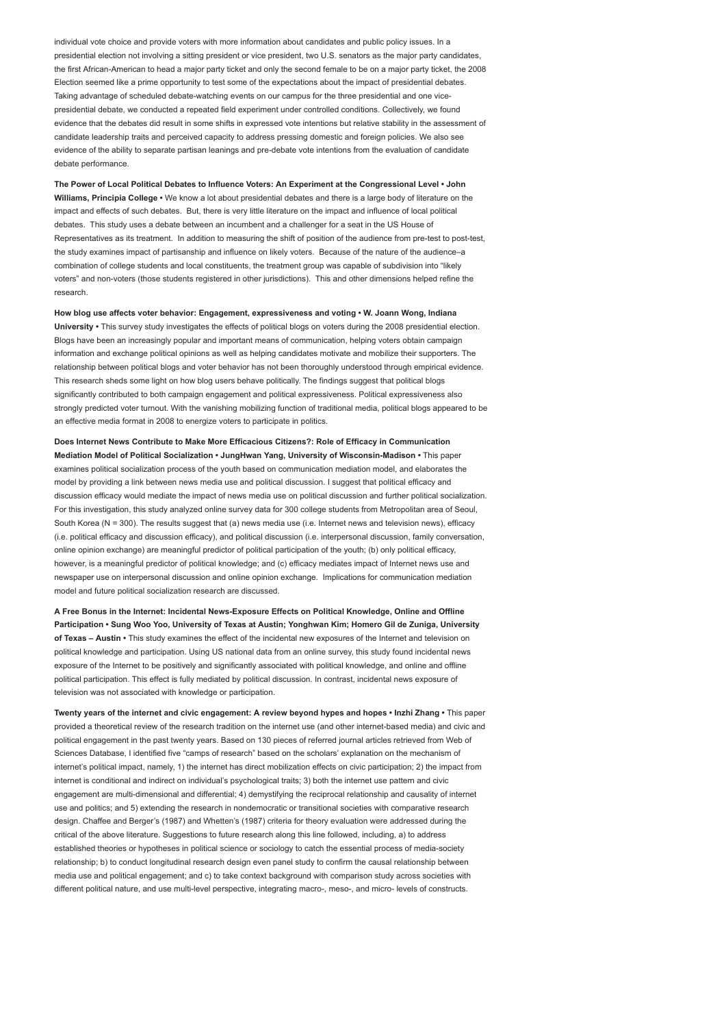individual vote choice and provide voters with more information about candidates and public policy issues. In a presidential election not involving a sitting president or vice president, two U.S. senators as the major party candidates, the first African-American to head a major party ticket and only the second female to be on a major party ticket, the 2008 Election seemed like a prime opportunity to test some of the expectations about the impact of presidential debates. Taking advantage of scheduled debate-watching events on our campus for the three presidential and one vice-presidential debate, we conducted a repeated field experiment under controlled conditions. Collectively, we found evidence that the debates did result in some shifts in expressed vote intentions but relative stability in the assessment of candidate leadership traits and perceived capacity to address pressing domestic and foreign policies. We also see evidence of the ability to separate partisan leanings and pre-debate vote intentions from the evaluation of candidate debate performance.

**The Power of Local Political Debates to Influence Voters: An Experiment at the Congressional Level • John Williams, Principia College •** We know a lot about presidential debates and there is a large body of literature on the impact and effects of such debates. But, there is very little literature on the impact and influence of local political debates. This study uses a debate between an incumbent and a challenger for a seat in the US House of Representatives as its treatment. In addition to measuring the shift of position of the audience from pre-test to post-test, the study examines impact of partisanship and influence on likely voters. Because of the nature of the audience–a combination of college students and local constituents, the treatment group was capable of subdivision into "likely voters" and non-voters (those students registered in other jurisdictions). This and other dimensions helped refine the research.

**How blog use affects voter behavior: Engagement, expressiveness and voting • W. Joann Wong, Indiana University •** This survey study investigates the effects of political blogs on voters during the 2008 presidential election. Blogs have been an increasingly popular and important means of communication, helping voters obtain campaign information and exchange political opinions as well as helping candidates motivate and mobilize their supporters. The relationship between political blogs and voter behavior has not been thoroughly understood through empirical evidence. This research sheds some light on how blog users behave politically. The findings suggest that political blogs significantly contributed to both campaign engagement and political expressiveness. Political expressiveness also strongly predicted voter turnout. With the vanishing mobilizing function of traditional media, political blogs appeared to be an effective media format in 2008 to energize voters to participate in politics.

**Does Internet News Contribute to Make More Efficacious Citizens?: Role of Efficacy in Communication Mediation Model of Political Socialization • JungHwan Yang, University of Wisconsin-Madison •** This paper examines political socialization process of the youth based on communication mediation model, and elaborates the model by providing a link between news media use and political discussion. I suggest that political efficacy and discussion efficacy would mediate the impact of news media use on political discussion and further political socialization. For this investigation, this study analyzed online survey data for 300 college students from Metropolitan area of Seoul, South Korea (N = 300). The results suggest that (a) news media use (i.e. Internet news and television news), efficacy (i.e. political efficacy and discussion efficacy), and political discussion (i.e. interpersonal discussion, family conversation, online opinion exchange) are meaningful predictor of political participation of the youth; (b) only political efficacy, however, is a meaningful predictor of political knowledge; and (c) efficacy mediates impact of Internet news use and newspaper use on interpersonal discussion and online opinion exchange. Implications for communication mediation model and future political socialization research are discussed.

**A Free Bonus in the Internet: Incidental News-Exposure Effects on Political Knowledge, Online and Offline Participation • Sung Woo Yoo, University of Texas at Austin; Yonghwan Kim; Homero Gil de Zuniga, University of Texas – Austin •** This study examines the effect of the incidental new exposures of the Internet and television on political knowledge and participation. Using US national data from an online survey, this study found incidental news exposure of the Internet to be positively and significantly associated with political knowledge, and online and offline political participation. This effect is fully mediated by political discussion. In contrast, incidental news exposure of television was not associated with knowledge or participation.

**Twenty years of the internet and civic engagement: A review beyond hypes and hopes • Inzhi Zhang •** This paper provided a theoretical review of the research tradition on the internet use (and other internet-based media) and civic and political engagement in the past twenty years. Based on 130 pieces of referred journal articles retrieved from Web of Sciences Database, I identified five "camps of research" based on the scholars' explanation on the mechanism of internet's political impact, namely, 1) the internet has direct mobilization effects on civic participation; 2) the impact from internet is conditional and indirect on individual's psychological traits; 3) both the internet use pattern and civic engagement are multi-dimensional and differential; 4) demystifying the reciprocal relationship and causality of internet use and politics; and 5) extending the research in nondemocratic or transitional societies with comparative research design. Chaffee and Berger's (1987) and Whetten's (1987) criteria for theory evaluation were addressed during the critical of the above literature. Suggestions to future research along this line followed, including, a) to address established theories or hypotheses in political science or sociology to catch the essential process of media-society relationship; b) to conduct longitudinal research design even panel study to confirm the causal relationship between media use and political engagement; and c) to take context background with comparison study across societies with different political nature, and use multi-level perspective, integrating macro-, meso-, and micro- levels of constructs.